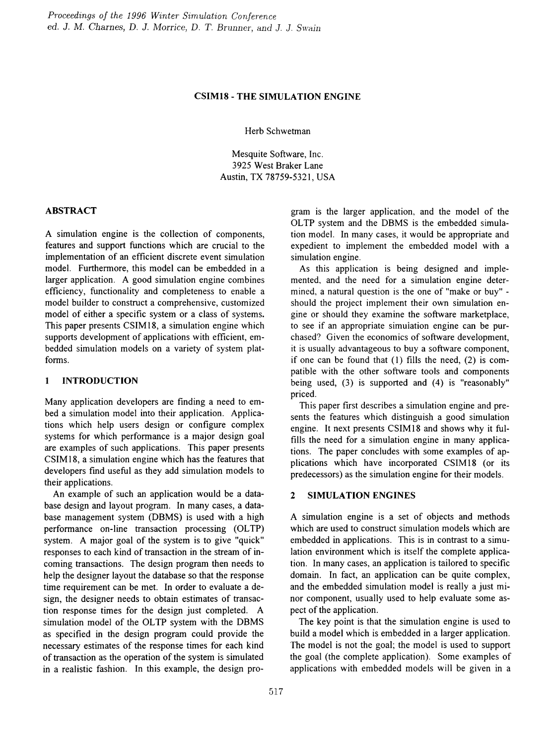# CSIM18 - THE SIMULATION ENGINE

Herb Schwetman

Mesquite Software, Inc.
3925 West Braker Lane
Austin, TX 78759-5321, USA

## ABSTRACT

A simulation engine is the collection of components, features and support functions which are crucial to the implementation of an efficient discrete event simulation model. Furthermore, this model can be embedded in a larger application. A good simulation engine combines efficiency, functionality and completeness to enable a model builder to construct a comprehensive, customized model of either a specific system or a class of systems. This paper presents CSIM18, a simulation engine which supports development of applications with efficient, embedded simulation models on a variety of system platforms.

## 1 INTRODUCTION

Many application developers are finding a need to embed a simulation model into their application. Applications which help users design or configure complex systems for which performance is a major design goal are examples of such applications. This paper presents CSIM18, a simulation engine which has the features that developers find useful as they add simulation models to their applications.

An example of such an application would be a database design and layout program. In many cases, a database management system (DBMS) is used with a high performance on-line transaction processing (OLTP) system. A major goal of the system is to give "quick" responses to each kind of transaction in the stream of incoming transactions. The design program then needs to help the designer layout the database so that the response time requirement can be met. In order to evaluate a design, the designer needs to obtain estimates of transaction response times for the design just completed. A simulation model of the OLTP system with the DBMS as specified in the design program could provide the necessary estimates of the response times for each kind of transaction as the operation of the system is simulated in a realistic fashion. In this example, the design program is the larger application, and the model of the OLTP system and the DBMS is the embedded simulation model. In many cases, it would be appropriate and expedient to implement the embedded model with a simulation engine.

As this application is being designed and implemented, and the need for a simulation engine determined, a natural question is the one of "make or buy" - should the project implement their own simulation engine or should they examine the software marketplace, to see if an appropriate simulation engine can be purchased? Given the economics of software development, it is usually advantageous to buy a software component, if one can be found that (1) fills the need, (2) is compatible with the other software tools and components being used, (3) is supported and (4) is "reasonably" priced.

This paper first describes a simulation engine and presents the features which distinguish a good simulation engine. It next presents CSIM18 and shows why it fulfills the need for a simulation engine in many applications. The paper concludes with some examples of applications which have incorporated CSIM18 (or its predecessors) as the simulation engine for their models.

## 2 SIMULATION ENGINES

A simulation engine is a set of objects and methods which are used to construct simulation models which are embedded in applications. This is in contrast to a simulation environment which is itself the complete application. In many cases, an application is tailored to specific domain. In fact, an application can be quite complex, and the embedded simulation model is really a just minor component, usually used to help evaluate some aspect of the application.

The key point is that the simulation engine is used to build a model which is embedded in a larger application. The model is not the goal; the model is used to support the goal (the complete application). Some examples of applications with embedded models will be given in a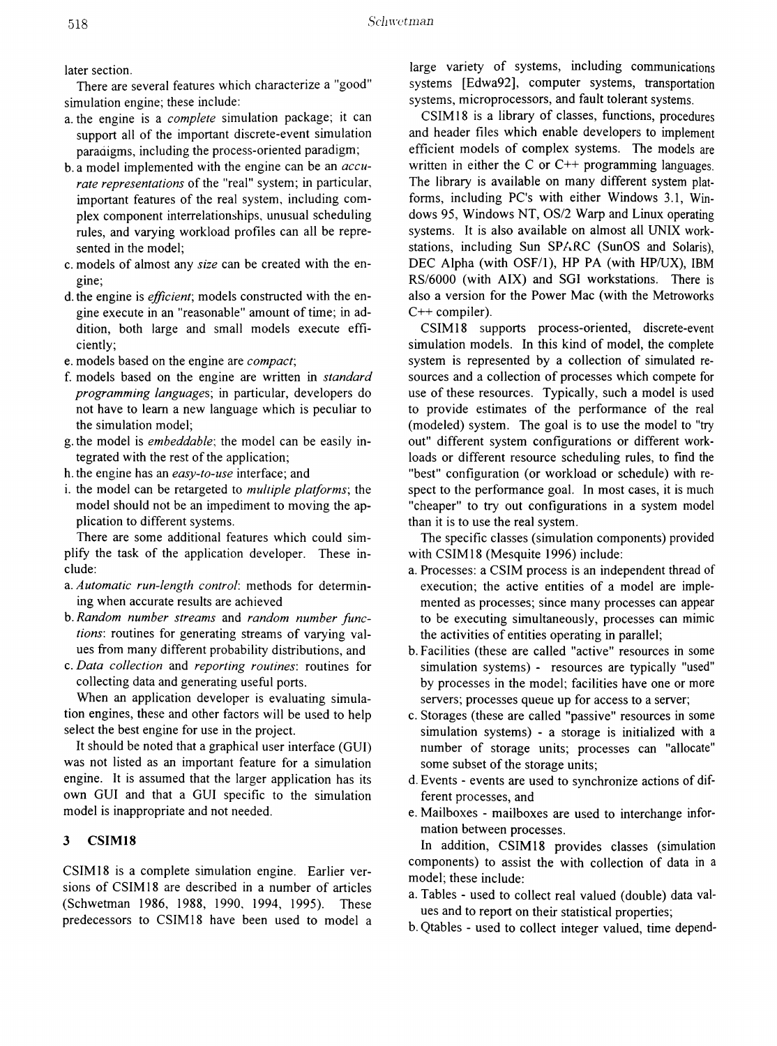later section.

There are several features which characterize a "good" simulation engine; these include:

a. the engine is a *complete* simulation package; it can support all of the important discrete-event simulation paradigms, including the process-oriented paradigm;
b. a model implemented with the engine can be an *accurate representations* of the "real" system; in particular, important features of the real system, including complex component interrelationships, unusual scheduling rules, and varying workload profiles can all be represented in the model;
c. models of almost any *size* can be created with the engine;
d. the engine is *efficient*; models constructed with the engine execute in an "reasonable" amount of time; in addition, both large and small models execute efficiently;
e. models based on the engine are *compact*;
f. models based on the engine are written in *standard programming languages*; in particular, developers do not have to learn a new language which is peculiar to the simulation model;
g. the model is *embeddable*; the model can be easily integrated with the rest of the application;
h. the engine has an *easy-to-use* interface; and
i. the model can be retargeted to *multiple platforms*; the model should not be an impediment to moving the application to different systems.

There are some additional features which could simplify the task of the application developer. These include:

a. *Automatic run-length control*: methods for determining when accurate results are achieved
b. *Random number streams* and *random number functions*: routines for generating streams of varying values from many different probability distributions, and
c. *Data collection* and *reporting routines*: routines for collecting data and generating useful ports.

When an application developer is evaluating simulation engines, these and other factors will be used to help select the best engine for use in the project.

It should be noted that a graphical user interface (GUI) was not listed as an important feature for a simulation engine. It is assumed that the larger application has its own GUI and that a GUI specific to the simulation model is inappropriate and not needed.

## 3 CSIM18

CSIM18 is a complete simulation engine. Earlier versions of CSIM18 are described in a number of articles (Schwetman 1986, 1988, 1990, 1994, 1995). These predecessors to CSIM18 have been used to model a large variety of systems, including communications systems [Edwa92], computer systems, transportation systems, microprocessors, and fault tolerant systems.

CSIM18 is a library of classes, functions, procedures and header files which enable developers to implement efficient models of complex systems. The models are written in either the C or C++ programming languages. The library is available on many different system platforms, including PC's with either Windows 3.1, Windows 95, Windows NT, OS/2 Warp and Linux operating systems. It is also available on almost all UNIX workstations, including Sun SPARC (SunOS and Solaris), DEC Alpha (with OSF/1), HP PA (with HP/UX), IBM RS/6000 (with AIX) and SGI workstations. There is also a version for the Power Mac (with the Metroworks C++ compiler).

CSIM18 supports process-oriented, discrete-event simulation models. In this kind of model, the complete system is represented by a collection of simulated resources and a collection of processes which compete for use of these resources. Typically, such a model is used to provide estimates of the performance of the real (modeled) system. The goal is to use the model to "try out" different system configurations or different workloads or different resource scheduling rules, to find the "best" configuration (or workload or schedule) with respect to the performance goal. In most cases, it is much "cheaper" to try out configurations in a system model than it is to use the real system.

The specific classes (simulation components) provided with CSIM18 (Mesquite 1996) include:

a. Processes: a CSIM process is an independent thread of execution; the active entities of a model are implemented as processes; since many processes can appear to be executing simultaneously, processes can mimic the activities of entities operating in parallel;
b. Facilities (these are called "active" resources in some simulation systems) - resources are typically "used" by processes in the model; facilities have one or more servers; processes queue up for access to a server;
c. Storages (these are called "passive" resources in some simulation systems) - a storage is initialized with a number of storage units; processes can "allocate" some subset of the storage units;
d. Events - events are used to synchronize actions of different processes, and
e. Mailboxes - mailboxes are used to interchange information between processes.

In addition, CSIM18 provides classes (simulation components) to assist the with collection of data in a model; these include:

a. Tables - used to collect real valued (double) data values and to report on their statistical properties;
b. Qtables - used to collect integer valued, time depend-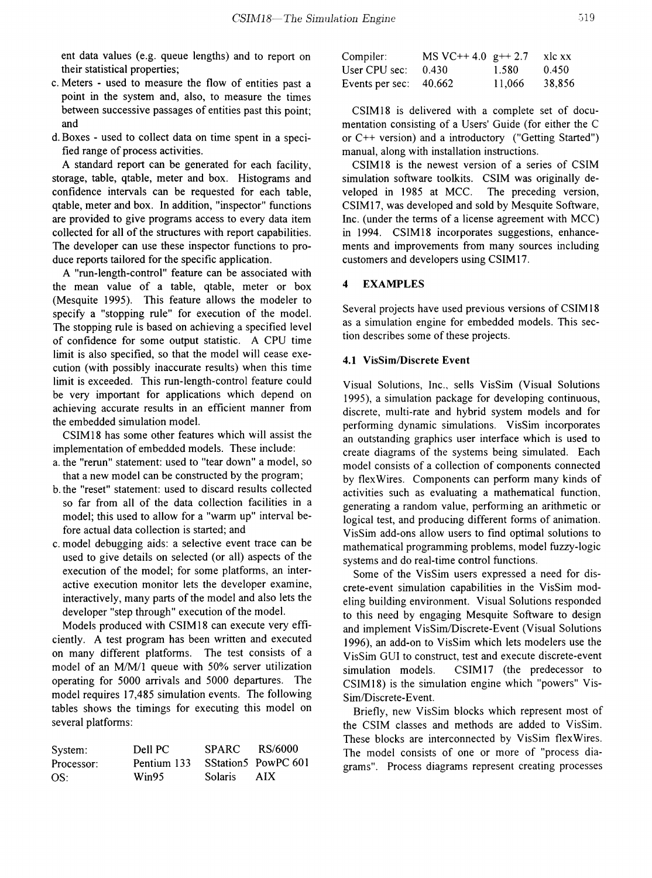ent data values (e.g. queue lengths) and to report on their statistical properties;

c. Meters - used to measure the flow of entities past a point in the system and, also, to measure the times between successive passages of entities past this point; and

d. Boxes - used to collect data on time spent in a specified range of process activities.

A standard report can be generated for each facility, storage, table, qtable, meter and box. Histograms and confidence intervals can be requested for each table, qtable, meter and box. In addition, "inspector" functions are provided to give programs access to every data item collected for all of the structures with report capabilities. The developer can use these inspector functions to produce reports tailored for the specific application.

A "run-length-control" feature can be associated with the mean value of a table, qtable, meter or box (Mesquite 1995). This feature allows the modeler to specify a "stopping rule" for execution of the model. The stopping rule is based on achieving a specified level of confidence for some output statistic. A CPU time limit is also specified, so that the model will cease execution (with possibly inaccurate results) when this time limit is exceeded. This run-length-control feature could be very important for applications which depend on achieving accurate results in an efficient manner from the embedded simulation model.

CSIM18 has some other features which will assist the implementation of embedded models. These include:

a. the "rerun" statement: used to "tear down" a model, so that a new model can be constructed by the program;

b. the "reset" statement: used to discard results collected so far from all of the data collection facilities in a model; this used to allow for a "warm up" interval before actual data collection is started; and

c. model debugging aids: a selective event trace can be used to give details on selected (or all) aspects of the execution of the model; for some platforms, an interactive execution monitor lets the developer examine, interactively, many parts of the model and also lets the developer "step through" execution of the model.

Models produced with CSIM18 can execute very efficiently. A test program has been written and executed on many different platforms. The test consists of a model of an M/M/1 queue with 50% server utilization operating for 5000 arrivals and 5000 departures. The model requires 17,485 simulation events. The following tables shows the timings for executing this model on several platforms:

| System: | Dell PC | SPARC | RS/6000 |
|---|---|---|---|
| Processor: | Pentium 133 | SStation5 | PowPC 601 |
| OS: | Win95 | Solaris | AIX |
| Compiler: | MS VC++ 4.0 | g++ 2.7 | xlc xx |
| User CPU sec: | 0.430 | 1.580 | 0.450 |
| Events per sec: | 40,662 | 11,066 | 38,856 |

CSIM18 is delivered with a complete set of documentation consisting of a Users' Guide (for either the C or C++ version) and a introductory ("Getting Started") manual, along with installation instructions.

CSIM18 is the newest version of a series of CSIM simulation software toolkits. CSIM was originally developed in 1985 at MCC. The preceding version, CSIM17, was developed and sold by Mesquite Software, Inc. (under the terms of a license agreement with MCC) in 1994. CSIM18 incorporates suggestions, enhancements and improvements from many sources including customers and developers using CSIM17.

## 4 EXAMPLES

Several projects have used previous versions of CSIM18 as a simulation engine for embedded models. This section describes some of these projects.

### 4.1 VisSim/Discrete Event

Visual Solutions, Inc., sells VisSim (Visual Solutions 1995), a simulation package for developing continuous, discrete, multi-rate and hybrid system models and for performing dynamic simulations. VisSim incorporates an outstanding graphics user interface which is used to create diagrams of the systems being simulated. Each model consists of a collection of components connected by flexWires. Components can perform many kinds of activities such as evaluating a mathematical function, generating a random value, performing an arithmetic or logical test, and producing different forms of animation. VisSim add-ons allow users to find optimal solutions to mathematical programming problems, model fuzzy-logic systems and do real-time control functions.

Some of the VisSim users expressed a need for discrete-event simulation capabilities in the VisSim modeling building environment. Visual Solutions responded to this need by engaging Mesquite Software to design and implement VisSim/Discrete-Event (Visual Solutions 1996), an add-on to VisSim which lets modelers use the VisSim GUI to construct, test and execute discrete-event simulation models. CSIM17 (the predecessor to CSIM18) is the simulation engine which "powers" VisSim/Discrete-Event.

Briefly, new VisSim blocks which represent most of the CSIM classes and methods are added to VisSim. These blocks are interconnected by VisSim flexWires. The model consists of one or more of "process diagrams". Process diagrams represent creating processes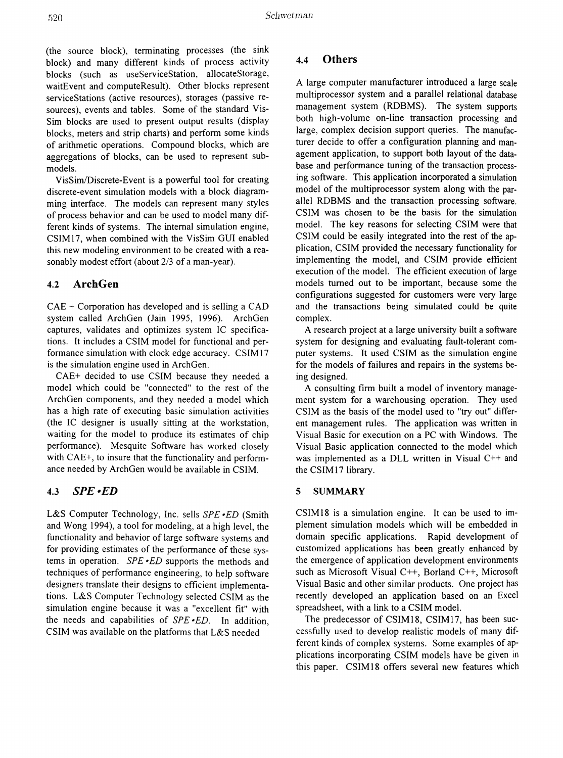(the source block), terminating processes (the sink block) and many different kinds of process activity blocks (such as useServiceStation, allocateStorage, waitEvent and computeResult). Other blocks represent serviceStations (active resources), storages (passive resources), events and tables. Some of the standard VisSim blocks are used to present output results (display blocks, meters and strip charts) and perform some kinds of arithmetic operations. Compound blocks, which are aggregations of blocks, can be used to represent submodels.

VisSim/Discrete-Event is a powerful tool for creating discrete-event simulation models with a block diagramming interface. The models can represent many styles of process behavior and can be used to model many different kinds of systems. The internal simulation engine, CSIM17, when combined with the VisSim GUI enabled this new modeling environment to be created with a reasonably modest effort (about 2/3 of a man-year).

## 4.2 ArchGen

CAE + Corporation has developed and is selling a CAD system called ArchGen (Jain 1995, 1996). ArchGen captures, validates and optimizes system IC specifications. It includes a CSIM model for functional and performance simulation with clock edge accuracy. CSIM17 is the simulation engine used in ArchGen.

CAE+ decided to use CSIM because they needed a model which could be "connected" to the rest of the ArchGen components, and they needed a model which has a high rate of executing basic simulation activities (the IC designer is usually sitting at the workstation, waiting for the model to produce its estimates of chip performance). Mesquite Software has worked closely with CAE+, to insure that the functionality and performance needed by ArchGen would be available in CSIM.

## 4.3 *SPE•ED*

L&S Computer Technology, Inc. sells *SPE•ED* (Smith and Wong 1994), a tool for modeling, at a high level, the functionality and behavior of large software systems and for providing estimates of the performance of these systems in operation. *SPE•ED* supports the methods and techniques of performance engineering, to help software designers translate their designs to efficient implementations. L&S Computer Technology selected CSIM as the simulation engine because it was a "excellent fit" with the needs and capabilities of *SPE•ED*. In addition, CSIM was available on the platforms that L&S needed

## 4.4 Others

A large computer manufacturer introduced a large scale multiprocessor system and a parallel relational database management system (RDBMS). The system supports both high-volume on-line transaction processing and large, complex decision support queries. The manufacturer decide to offer a configuration planning and management application, to support both layout of the database and performance tuning of the transaction processing software. This application incorporated a simulation model of the multiprocessor system along with the parallel RDBMS and the transaction processing software. CSIM was chosen to be the basis for the simulation model. The key reasons for selecting CSIM were that CSIM could be easily integrated into the rest of the application, CSIM provided the necessary functionality for implementing the model, and CSIM provide efficient execution of the model. The efficient execution of large models turned out to be important, because some the configurations suggested for customers were very large and the transactions being simulated could be quite complex.

A research project at a large university built a software system for designing and evaluating fault-tolerant computer systems. It used CSIM as the simulation engine for the models of failures and repairs in the systems being designed.

A consulting firm built a model of inventory management system for a warehousing operation. They used CSIM as the basis of the model used to "try out" different management rules. The application was written in Visual Basic for execution on a PC with Windows. The Visual Basic application connected to the model which was implemented as a DLL written in Visual C++ and the CSIM17 library.

## 5 SUMMARY

CSIM18 is a simulation engine. It can be used to implement simulation models which will be embedded in domain specific applications. Rapid development of customized applications has been greatly enhanced by the emergence of application development environments such as Microsoft Visual C++, Borland C++, Microsoft Visual Basic and other similar products. One project has recently developed an application based on an Excel spreadsheet, with a link to a CSIM model.

The predecessor of CSIM18, CSIM17, has been successfully used to develop realistic models of many different kinds of complex systems. Some examples of applications incorporating CSIM models have be given in this paper. CSIM18 offers several new features which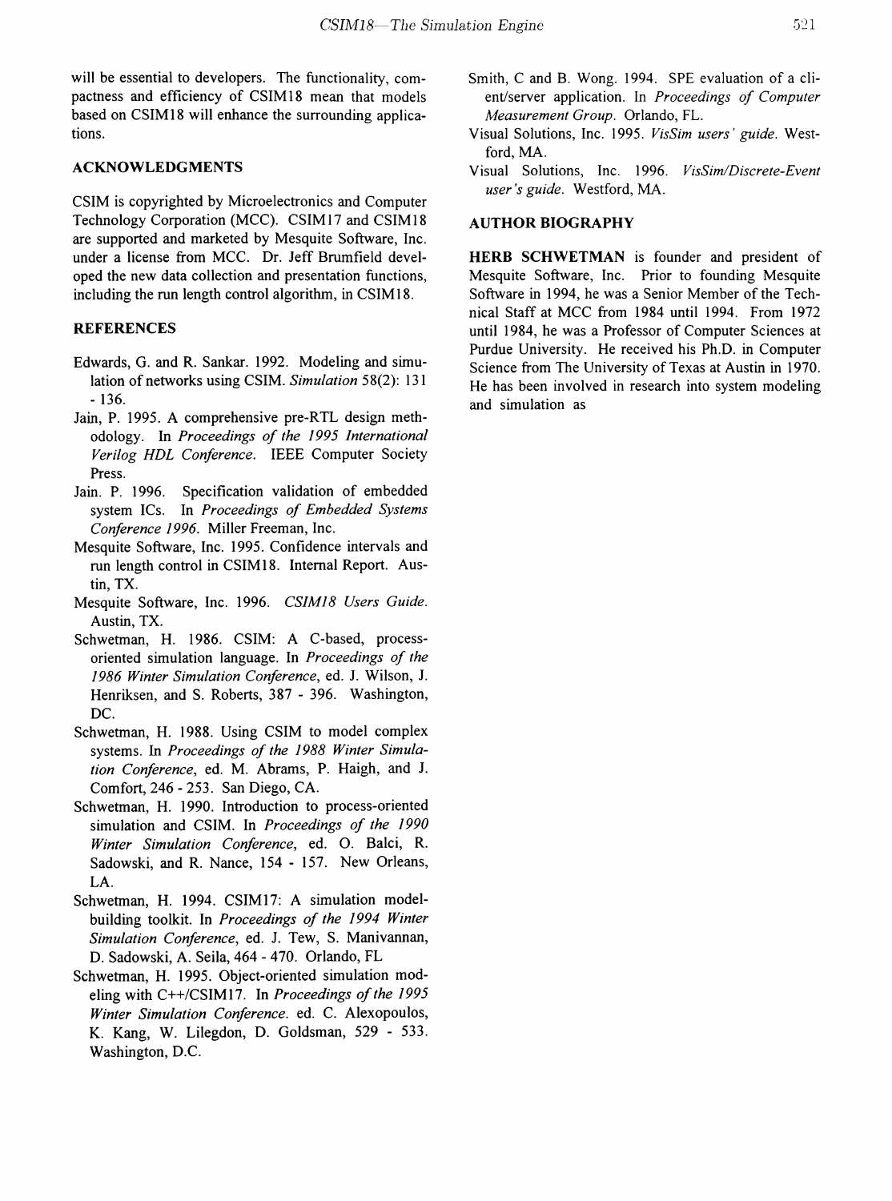will be essential to developers. The functionality, compactness and efficiency of CSIM18 mean that models based on CSIM18 will enhance the surrounding applications.

## ACKNOWLEDGMENTS

CSIM is copyrighted by Microelectronics and Computer Technology Corporation (MCC). CSIM17 and CSIM18 are supported and marketed by Mesquite Software, Inc. under a license from MCC. Dr. Jeff Brumfield developed the new data collection and presentation functions, including the run length control algorithm, in CSIM18.

## REFERENCES

Edwards, G. and R. Sankar. 1992. Modeling and simulation of networks using CSIM. *Simulation* 58(2): 131 - 136.

Jain, P. 1995. A comprehensive pre-RTL design methodology. In *Proceedings of the 1995 International Verilog HDL Conference*. IEEE Computer Society Press.

Jain. P. 1996. Specification validation of embedded system ICs. In *Proceedings of Embedded Systems Conference 1996*. Miller Freeman, Inc.

Mesquite Software, Inc. 1995. Confidence intervals and run length control in CSIM18. Internal Report. Austin, TX.

Mesquite Software, Inc. 1996. *CSIM18 Users Guide*. Austin, TX.

Schwetman, H. 1986. CSIM: A C-based, process-oriented simulation language. In *Proceedings of the 1986 Winter Simulation Conference*, ed. J. Wilson, J. Henriksen, and S. Roberts, 387 - 396. Washington, DC.

Schwetman, H. 1988. Using CSIM to model complex systems. In *Proceedings of the 1988 Winter Simulation Conference*, ed. M. Abrams, P. Haigh, and J. Comfort, 246 - 253. San Diego, CA.

Schwetman, H. 1990. Introduction to process-oriented simulation and CSIM. In *Proceedings of the 1990 Winter Simulation Conference*, ed. O. Balci, R. Sadowski, and R. Nance, 154 - 157. New Orleans, LA.

Schwetman, H. 1994. CSIM17: A simulation model-building toolkit. In *Proceedings of the 1994 Winter Simulation Conference*, ed. J. Tew, S. Manivannan, D. Sadowski, A. Seila, 464 - 470. Orlando, FL

Schwetman, H. 1995. Object-oriented simulation modeling with C++/CSIM17. In *Proceedings of the 1995 Winter Simulation Conference*. ed. C. Alexopoulos, K. Kang, W. Lilegdon, D. Goldsman, 529 - 533. Washington, D.C.

Smith, C and B. Wong. 1994. SPE evaluation of a client/server application. In *Proceedings of Computer Measurement Group*. Orlando, FL.

Visual Solutions, Inc. 1995. *VisSim users' guide*. Westford, MA.

Visual Solutions, Inc. 1996. *VisSim/Discrete-Event user's guide*. Westford, MA.

## AUTHOR BIOGRAPHY

**HERB SCHWETMAN** is founder and president of Mesquite Software, Inc. Prior to founding Mesquite Software in 1994, he was a Senior Member of the Technical Staff at MCC from 1984 until 1994. From 1972 until 1984, he was a Professor of Computer Sciences at Purdue University. He received his Ph.D. in Computer Science from The University of Texas at Austin in 1970. He has been involved in research into system modeling and simulation as